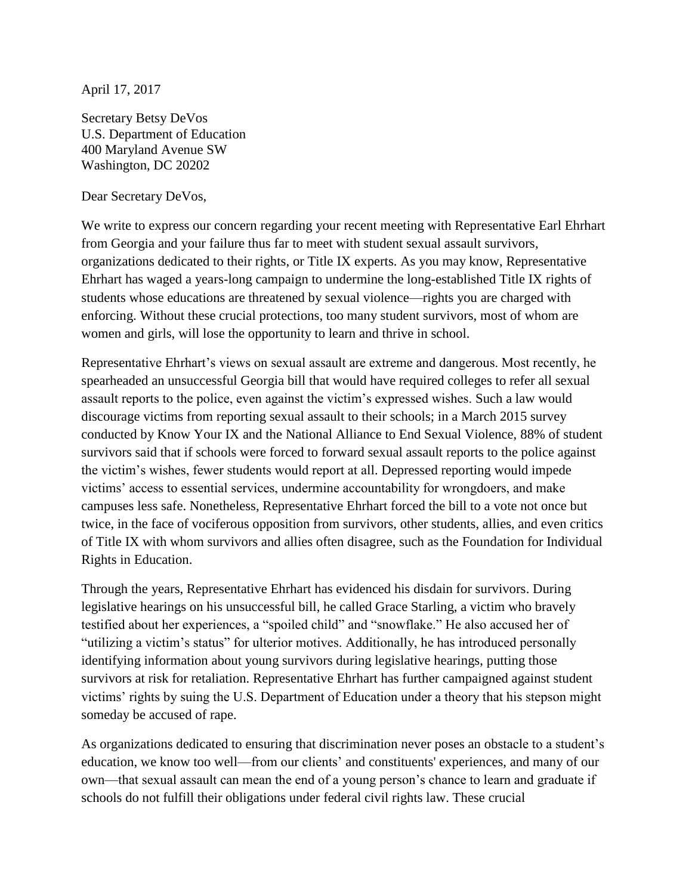April 17, 2017

Secretary Betsy DeVos
U.S. Department of Education
400 Maryland Avenue SW
Washington, DC 20202

Dear Secretary DeVos,

We write to express our concern regarding your recent meeting with Representative Earl Ehrhart from Georgia and your failure thus far to meet with student sexual assault survivors, organizations dedicated to their rights, or Title IX experts. As you may know, Representative Ehrhart has waged a years-long campaign to undermine the long-established Title IX rights of students whose educations are threatened by sexual violence—rights you are charged with enforcing. Without these crucial protections, too many student survivors, most of whom are women and girls, will lose the opportunity to learn and thrive in school.

Representative Ehrhart's views on sexual assault are extreme and dangerous. Most recently, he spearheaded an unsuccessful Georgia bill that would have required colleges to refer all sexual assault reports to the police, even against the victim's expressed wishes. Such a law would discourage victims from reporting sexual assault to their schools; in a March 2015 survey conducted by Know Your IX and the National Alliance to End Sexual Violence, 88% of student survivors said that if schools were forced to forward sexual assault reports to the police against the victim's wishes, fewer students would report at all. Depressed reporting would impede victims' access to essential services, undermine accountability for wrongdoers, and make campuses less safe. Nonetheless, Representative Ehrhart forced the bill to a vote not once but twice, in the face of vociferous opposition from survivors, other students, allies, and even critics of Title IX with whom survivors and allies often disagree, such as the Foundation for Individual Rights in Education.

Through the years, Representative Ehrhart has evidenced his disdain for survivors. During legislative hearings on his unsuccessful bill, he called Grace Starling, a victim who bravely testified about her experiences, a "spoiled child" and "snowflake." He also accused her of "utilizing a victim's status" for ulterior motives. Additionally, he has introduced personally identifying information about young survivors during legislative hearings, putting those survivors at risk for retaliation. Representative Ehrhart has further campaigned against student victims' rights by suing the U.S. Department of Education under a theory that his stepson might someday be accused of rape.

As organizations dedicated to ensuring that discrimination never poses an obstacle to a student's education, we know too well—from our clients' and constituents' experiences, and many of our own—that sexual assault can mean the end of a young person's chance to learn and graduate if schools do not fulfill their obligations under federal civil rights law. These crucial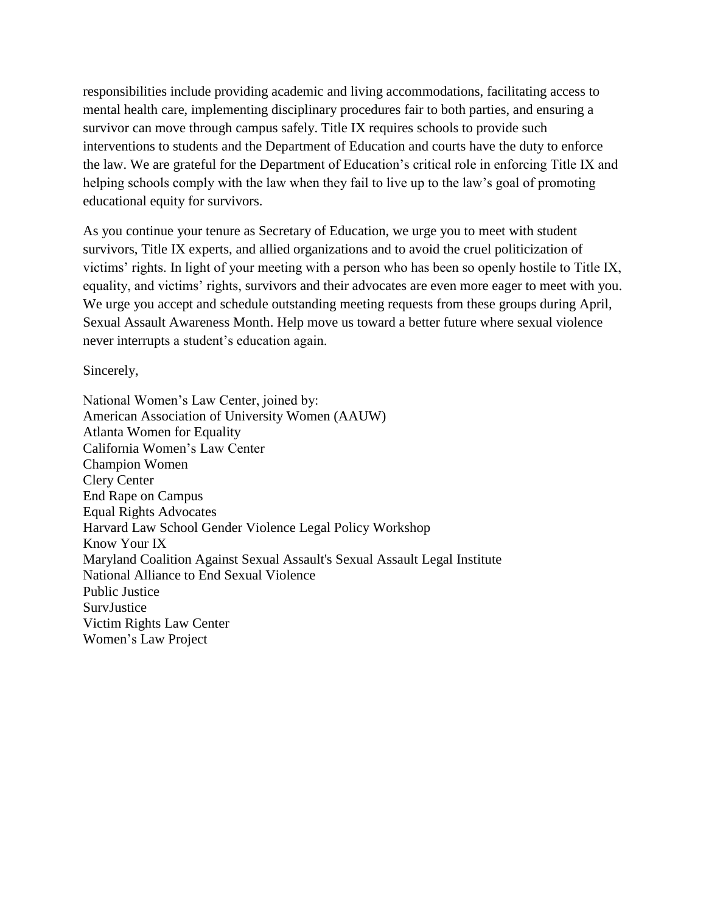responsibilities include providing academic and living accommodations, facilitating access to mental health care, implementing disciplinary procedures fair to both parties, and ensuring a survivor can move through campus safely. Title IX requires schools to provide such interventions to students and the Department of Education and courts have the duty to enforce the law. We are grateful for the Department of Education's critical role in enforcing Title IX and helping schools comply with the law when they fail to live up to the law's goal of promoting educational equity for survivors.

As you continue your tenure as Secretary of Education, we urge you to meet with student survivors, Title IX experts, and allied organizations and to avoid the cruel politicization of victims' rights. In light of your meeting with a person who has been so openly hostile to Title IX, equality, and victims' rights, survivors and their advocates are even more eager to meet with you. We urge you accept and schedule outstanding meeting requests from these groups during April, Sexual Assault Awareness Month. Help move us toward a better future where sexual violence never interrupts a student's education again.

Sincerely,

National Women's Law Center, joined by:  
American Association of University Women (AAUW)  
Atlanta Women for Equality  
California Women's Law Center  
Champion Women  
Clery Center  
End Rape on Campus  
Equal Rights Advocates  
Harvard Law School Gender Violence Legal Policy Workshop  
Know Your IX  
Maryland Coalition Against Sexual Assault's Sexual Assault Legal Institute  
National Alliance to End Sexual Violence  
Public Justice  
SurvJustice  
Victim Rights Law Center  
Women's Law Project